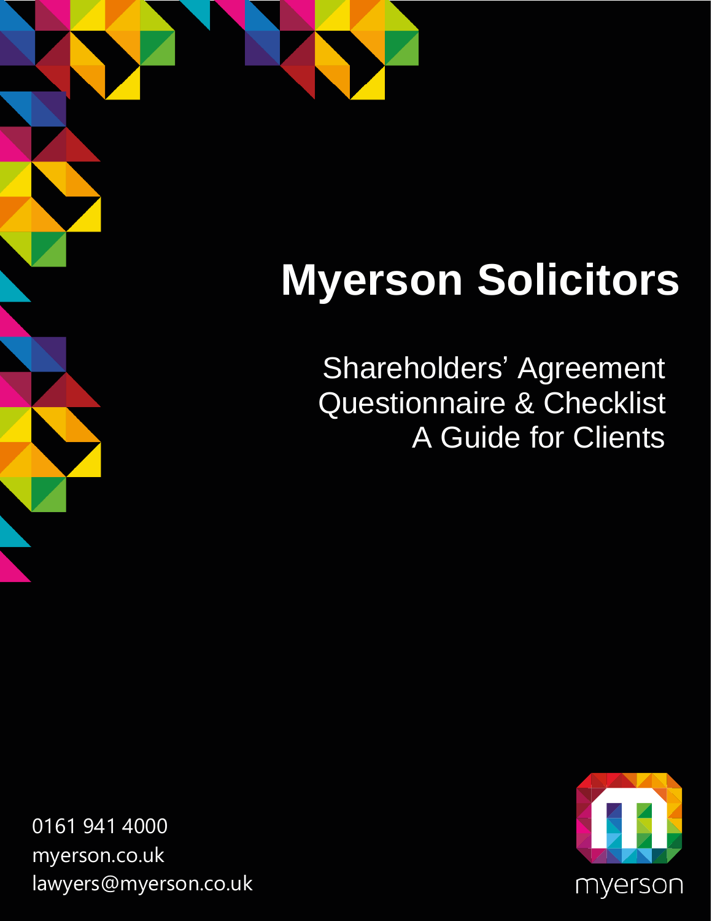# Myerson Solicitors

Shareholders' Agreement
Questionnaire & Checklist
A Guide for Clients

0161 941 4000
myerson.co.uk
lawyers@myerson.co.uk

myerson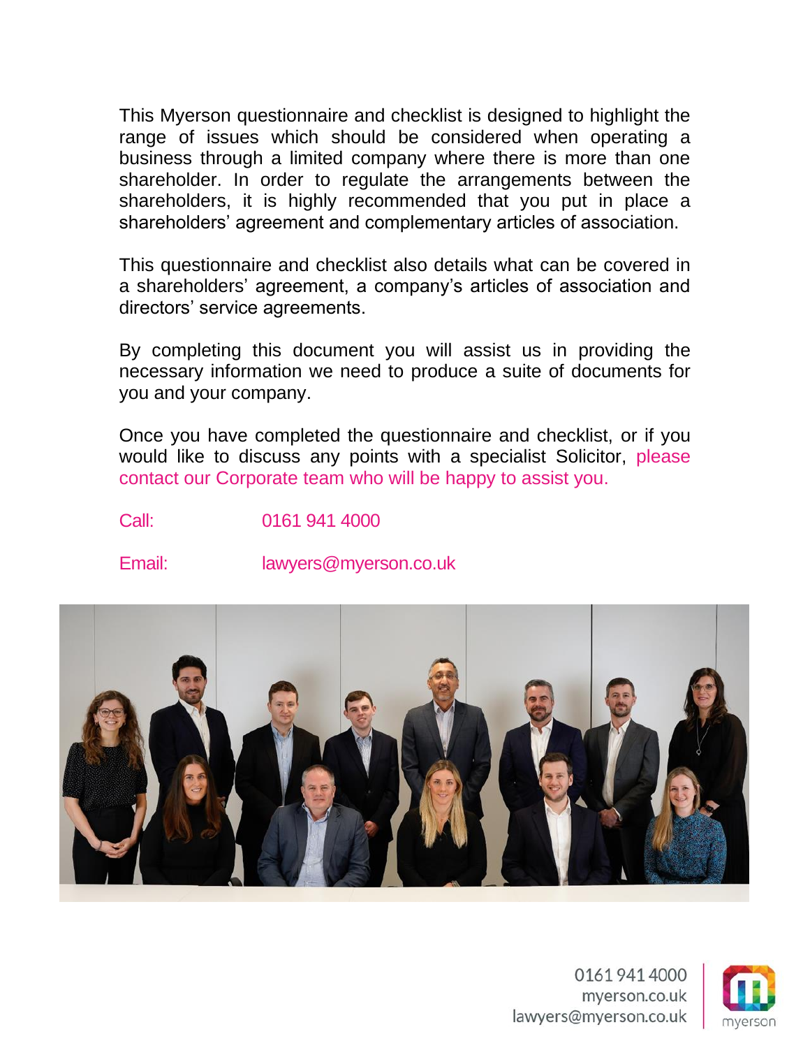This Myerson questionnaire and checklist is designed to highlight the range of issues which should be considered when operating a business through a limited company where there is more than one shareholder. In order to regulate the arrangements between the shareholders, it is highly recommended that you put in place a shareholders' agreement and complementary articles of association.

This questionnaire and checklist also details what can be covered in a shareholders' agreement, a company's articles of association and directors' service agreements.

By completing this document you will assist us in providing the necessary information we need to produce a suite of documents for you and your company.

Once you have completed the questionnaire and checklist, or if you would like to discuss any points with a specialist Solicitor, please contact our Corporate team who will be happy to assist you.

Call: 0161 941 4000

Email: lawyers@myerson.co.uk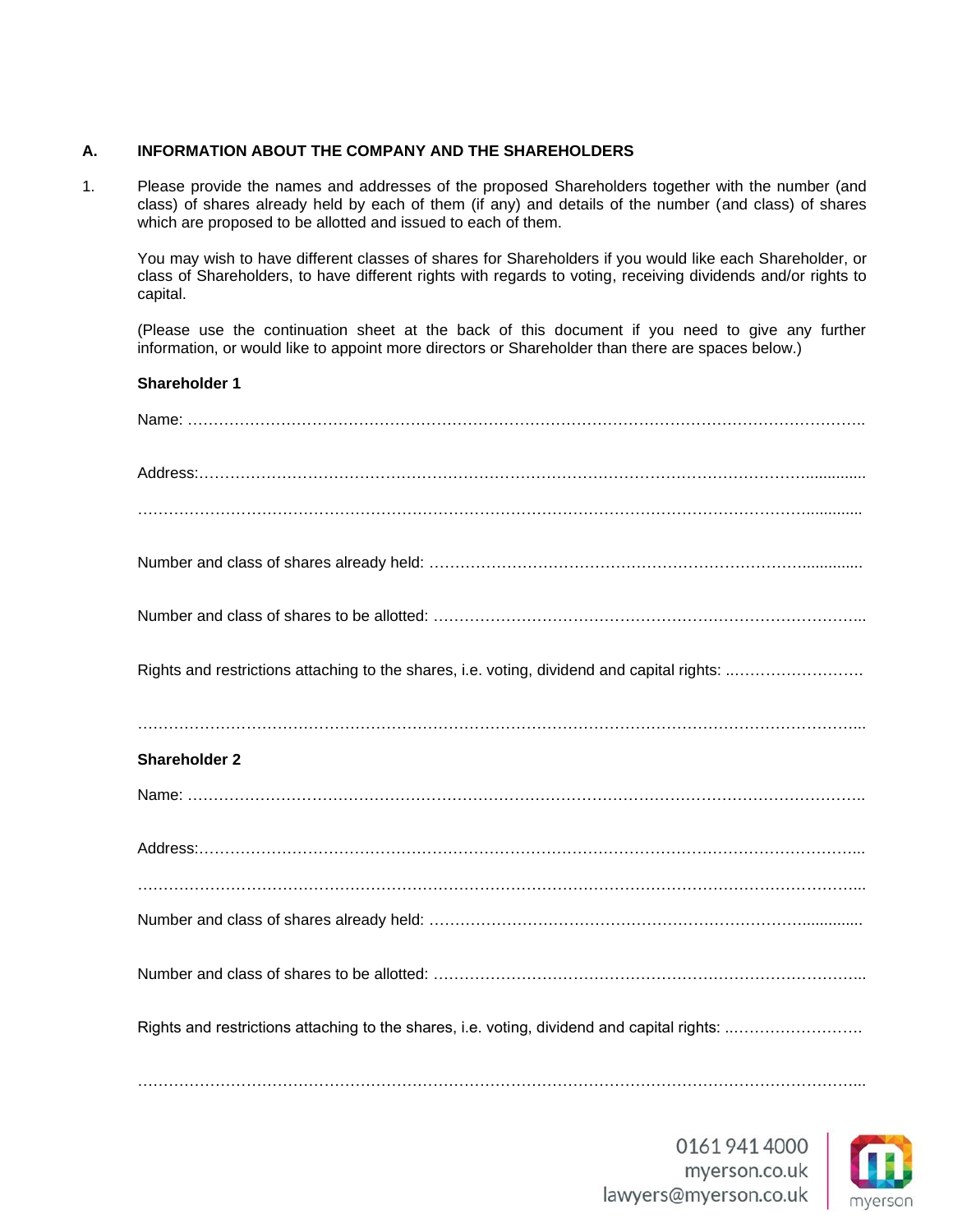## A. INFORMATION ABOUT THE COMPANY AND THE SHAREHOLDERS

1. Please provide the names and addresses of the proposed Shareholders together with the number (and class) of shares already held by each of them (if any) and details of the number (and class) of shares which are proposed to be allotted and issued to each of them.

   You may wish to have different classes of shares for Shareholders if you would like each Shareholder, or class of Shareholders, to have different rights with regards to voting, receiving dividends and/or rights to capital.

   (Please use the continuation sheet at the back of this document if you need to give any further information, or would like to appoint more directors or Shareholder than there are spaces below.)

   **Shareholder 1**

   Name: ……………………………………………………………………………………………………………………..

   Address:…………………………………………………………………………………………………………..............

   ………………………………………………………………………………………………………………….............

   Number and class of shares already held: ……………………………………………………………….............

   Number and class of shares to be allotted: ……………………………………………………………………….

   Rights and restrictions attaching to the shares, i.e. voting, dividend and capital rights: ..……………………..

   ……………………………………………………………………………………………………………………….

   **Shareholder 2**

   Name: ……………………………………………………………………………………………………………………..

   Address:……………………………………………………………………………………………………………….

   ……………………………………………………………………………………………………………………….

   Number and class of shares already held: ……………………………………………………………….............

   Number and class of shares to be allotted: ……………………………………………………………………….

   Rights and restrictions attaching to the shares, i.e. voting, dividend and capital rights: ..…………………….

   ……………………………………………………………………………………………………………………….

0161 941 4000
myerson.co.uk
lawyers@myerson.co.uk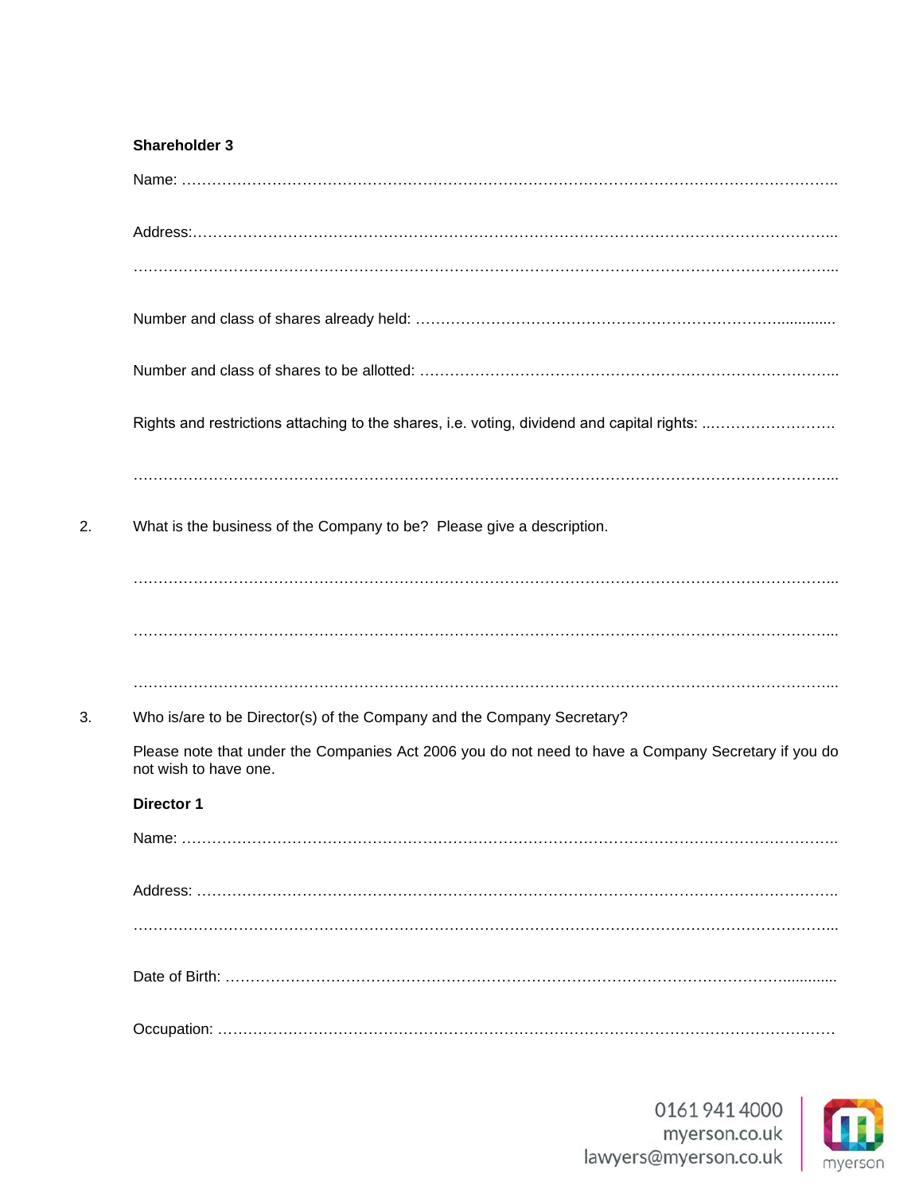**Shareholder 3**

Name: ……………………………………………………………………………………………………………………..

Address:………………………………………………………………………………………………………………...

……………………………………………………………………………………………………………………………...

Number and class of shares already held: ……………………………………………………………….............

Number and class of shares to be allotted: ……………………………………………………………………..

Rights and restrictions attaching to the shares, i.e. voting, dividend and capital rights: ..……………………..

……………………………………………………………………………………………………………………………...

2. What is the business of the Company to be? Please give a description.

……………………………………………………………………………………………………………………………...

……………………………………………………………………………………………………………………………...

……………………………………………………………………………………………………………………………...

3. Who is/are to be Director(s) of the Company and the Company Secretary?

Please note that under the Companies Act 2006 you do not need to have a Company Secretary if you do not wish to have one.

**Director 1**

Name: ……………………………………………………………………………………………………………………..

Address: …………………………………………………………………………………………………………………..

……………………………………………………………………………………………………………………………...

Date of Birth: ………………………………………………………………………………………………….............

Occupation: ………………………………………………………………………………………………………………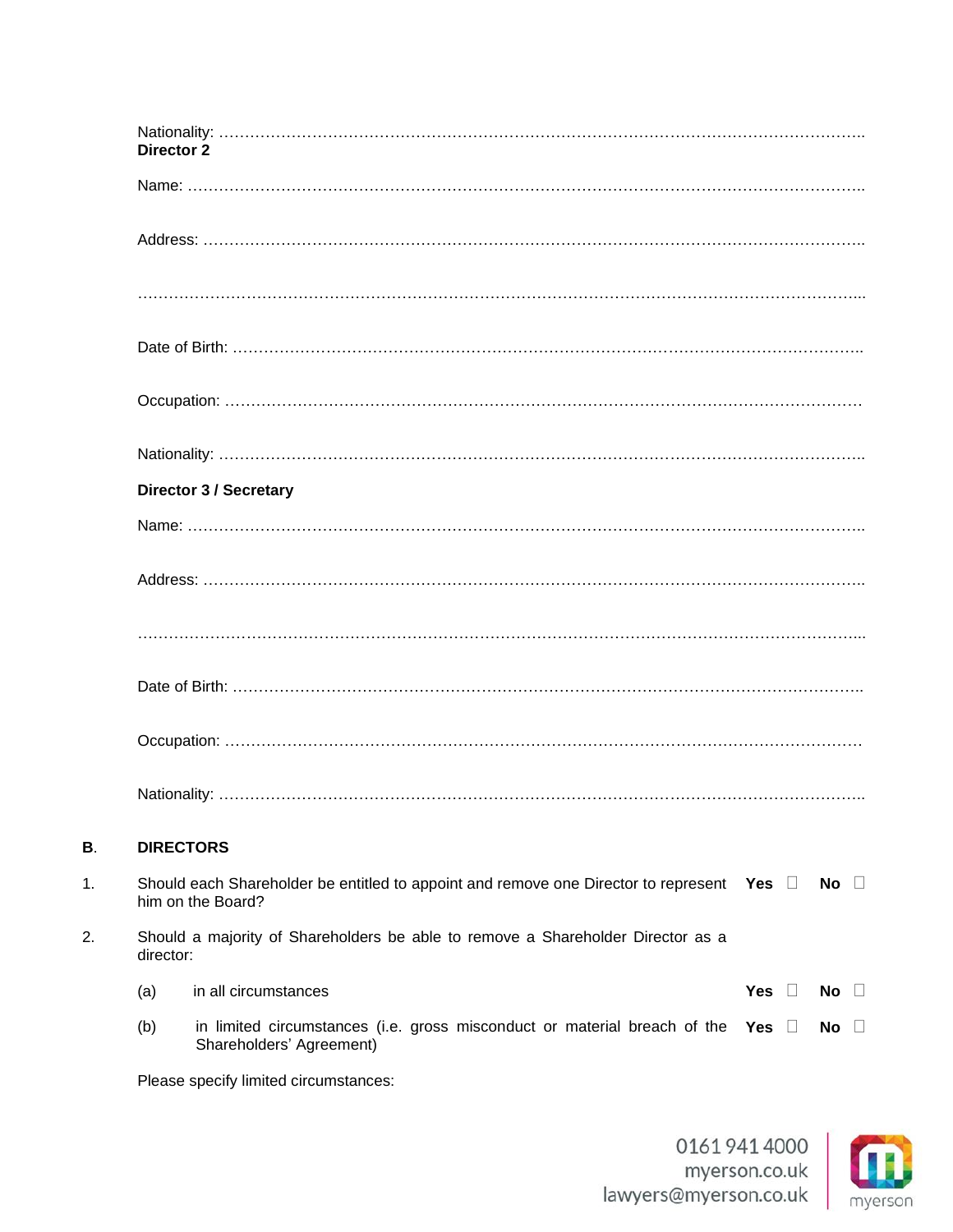Nationality: ……………………………………………………………………………………………………………..

**Director 2**

Name: ……………………………………………………………………………………………………………..

Address: ……………………………………………………………………………………………………………..

……………………………………………………………………………………………………………………...

Date of Birth: ……………………………………………………………………………………………………..

Occupation: ………………………………………………………………………………………………………

Nationality: ……………………………………………………………………………………………………………..

**Director 3 / Secretary**

Name: ……………………………………………………………………………………………………………..

Address: ……………………………………………………………………………………………………………..

……………………………………………………………………………………………………………………...

Date of Birth: ……………………………………………………………………………………………………..

Occupation: ………………………………………………………………………………………………………

Nationality: ……………………………………………………………………………………………………………..

## B. DIRECTORS

1. Should each Shareholder be entitled to appoint and remove one Director to represent him on the Board? **Yes** ☐ **No** ☐

2. Should a majority of Shareholders be able to remove a Shareholder Director as a director:

   (a) in all circumstances **Yes** ☐ **No** ☐

   (b) in limited circumstances (i.e. gross misconduct or material breach of the Shareholders' Agreement) **Yes** ☐ **No** ☐

Please specify limited circumstances: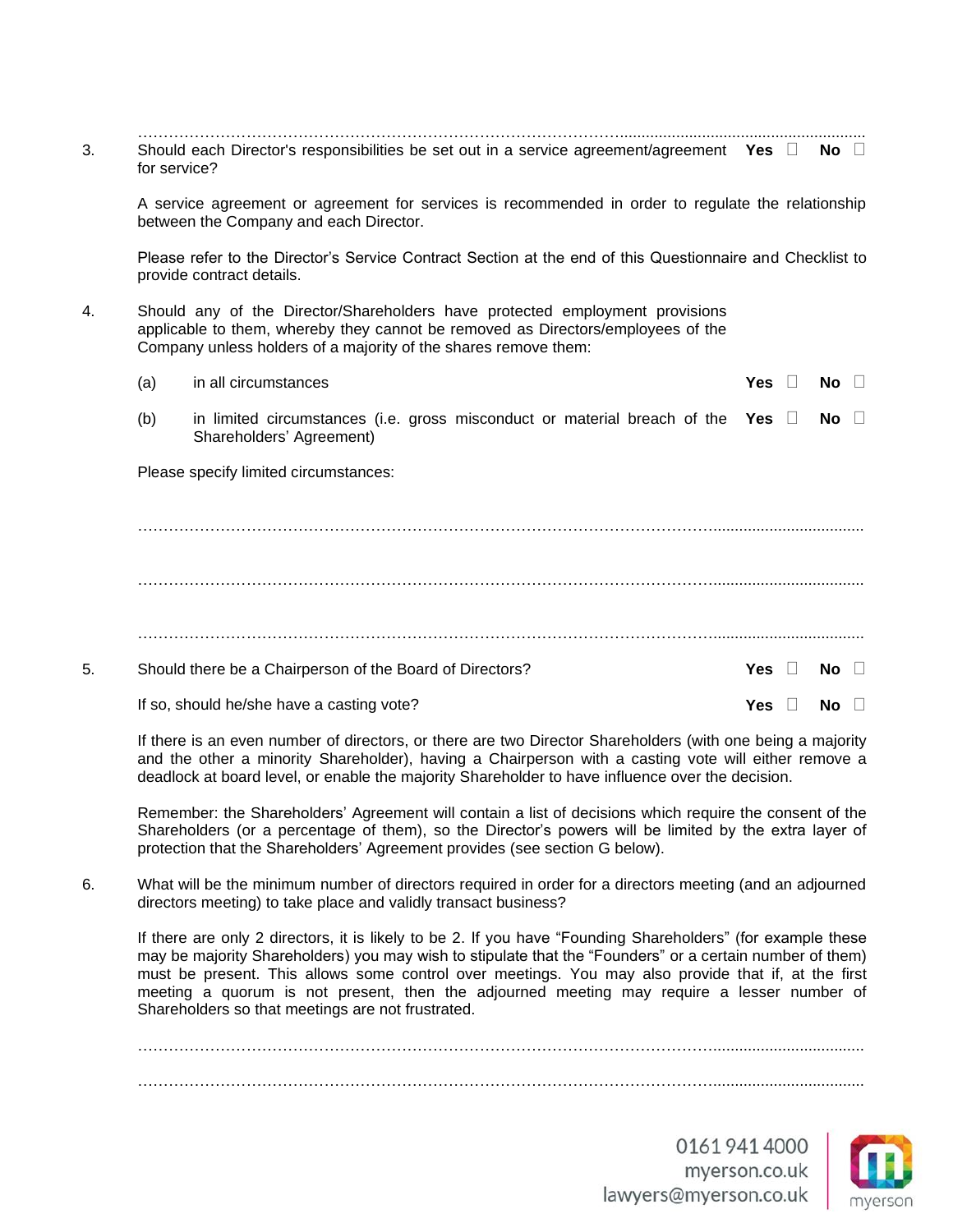……………………………………………………………………………………………………………

3. Should each Director's responsibilities be set out in a service agreement/agreement for service? **Yes** ☐ **No** ☐

A service agreement or agreement for services is recommended in order to regulate the relationship between the Company and each Director.

Please refer to the Director's Service Contract Section at the end of this Questionnaire and Checklist to provide contract details.

4. Should any of the Director/Shareholders have protected employment provisions applicable to them, whereby they cannot be removed as Directors/employees of the Company unless holders of a majority of the shares remove them:

   (a) in all circumstances **Yes** ☐ **No** ☐

   (b) in limited circumstances (i.e. gross misconduct or material breach of the Shareholders' Agreement) **Yes** ☐ **No** ☐

Please specify limited circumstances:

……………………………………………………………………………………………………………

……………………………………………………………………………………………………………

……………………………………………………………………………………………………………

5. Should there be a Chairperson of the Board of Directors? **Yes** ☐ **No** ☐

If so, should he/she have a casting vote? **Yes** ☐ **No** ☐

If there is an even number of directors, or there are two Director Shareholders (with one being a majority and the other a minority Shareholder), having a Chairperson with a casting vote will either remove a deadlock at board level, or enable the majority Shareholder to have influence over the decision.

Remember: the Shareholders' Agreement will contain a list of decisions which require the consent of the Shareholders (or a percentage of them), so the Director's powers will be limited by the extra layer of protection that the Shareholders' Agreement provides (see section G below).

6. What will be the minimum number of directors required in order for a directors meeting (and an adjourned directors meeting) to take place and validly transact business?

If there are only 2 directors, it is likely to be 2. If you have "Founding Shareholders" (for example these may be majority Shareholders) you may wish to stipulate that the "Founders" or a certain number of them) must be present. This allows some control over meetings. You may also provide that if, at the first meeting a quorum is not present, then the adjourned meeting may require a lesser number of Shareholders so that meetings are not frustrated.

……………………………………………………………………………………………………………

……………………………………………………………………………………………………………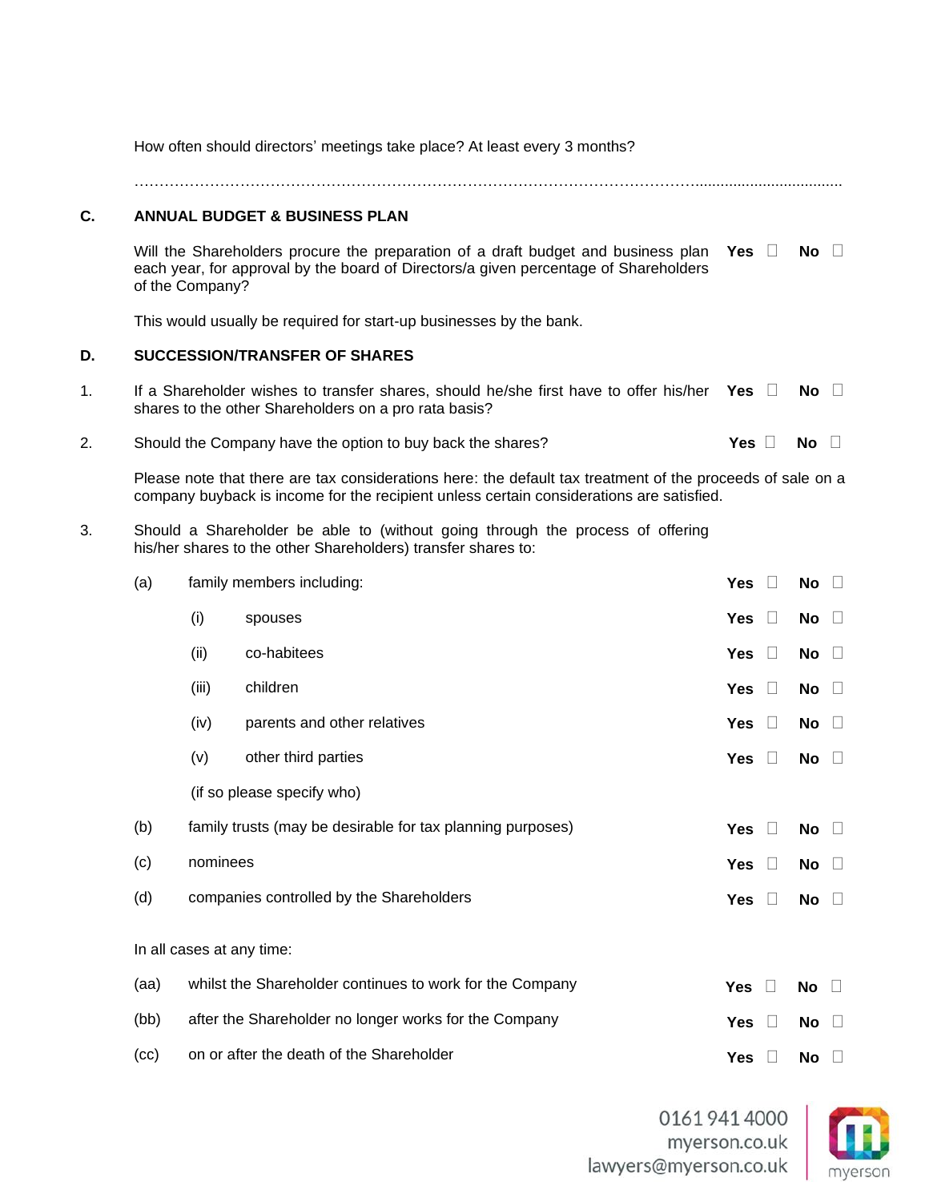How often should directors' meetings take place? At least every 3 months?

……………………………………………………………………………………………………..................................

## C. ANNUAL BUDGET & BUSINESS PLAN

Will the Shareholders procure the preparation of a draft budget and business plan each year, for approval by the board of Directors/a given percentage of Shareholders of the Company? **Yes** ☐ **No** ☐

This would usually be required for start-up businesses by the bank.

## D. SUCCESSION/TRANSFER OF SHARES

1. If a Shareholder wishes to transfer shares, should he/she first have to offer his/her shares to the other Shareholders on a pro rata basis? **Yes** ☐ **No** ☐

2. Should the Company have the option to buy back the shares? **Yes** ☐ **No** ☐

   Please note that there are tax considerations here: the default tax treatment of the proceeds of sale on a company buyback is income for the recipient unless certain considerations are satisfied.

3. Should a Shareholder be able to (without going through the process of offering his/her shares to the other Shareholders) transfer shares to:

   (a) family members including: **Yes** ☐ **No** ☐

   (i) spouses **Yes** ☐ **No** ☐

   (ii) co-habitees **Yes** ☐ **No** ☐

   (iii) children **Yes** ☐ **No** ☐

   (iv) parents and other relatives **Yes** ☐ **No** ☐

   (v) other third parties **Yes** ☐ **No** ☐

   (if so please specify who)

   (b) family trusts (may be desirable for tax planning purposes) **Yes** ☐ **No** ☐

   (c) nominees **Yes** ☐ **No** ☐

   (d) companies controlled by the Shareholders **Yes** ☐ **No** ☐

   In all cases at any time:

   (aa) whilst the Shareholder continues to work for the Company **Yes** ☐ **No** ☐

   (bb) after the Shareholder no longer works for the Company **Yes** ☐ **No** ☐

   (cc) on or after the death of the Shareholder **Yes** ☐ **No** ☐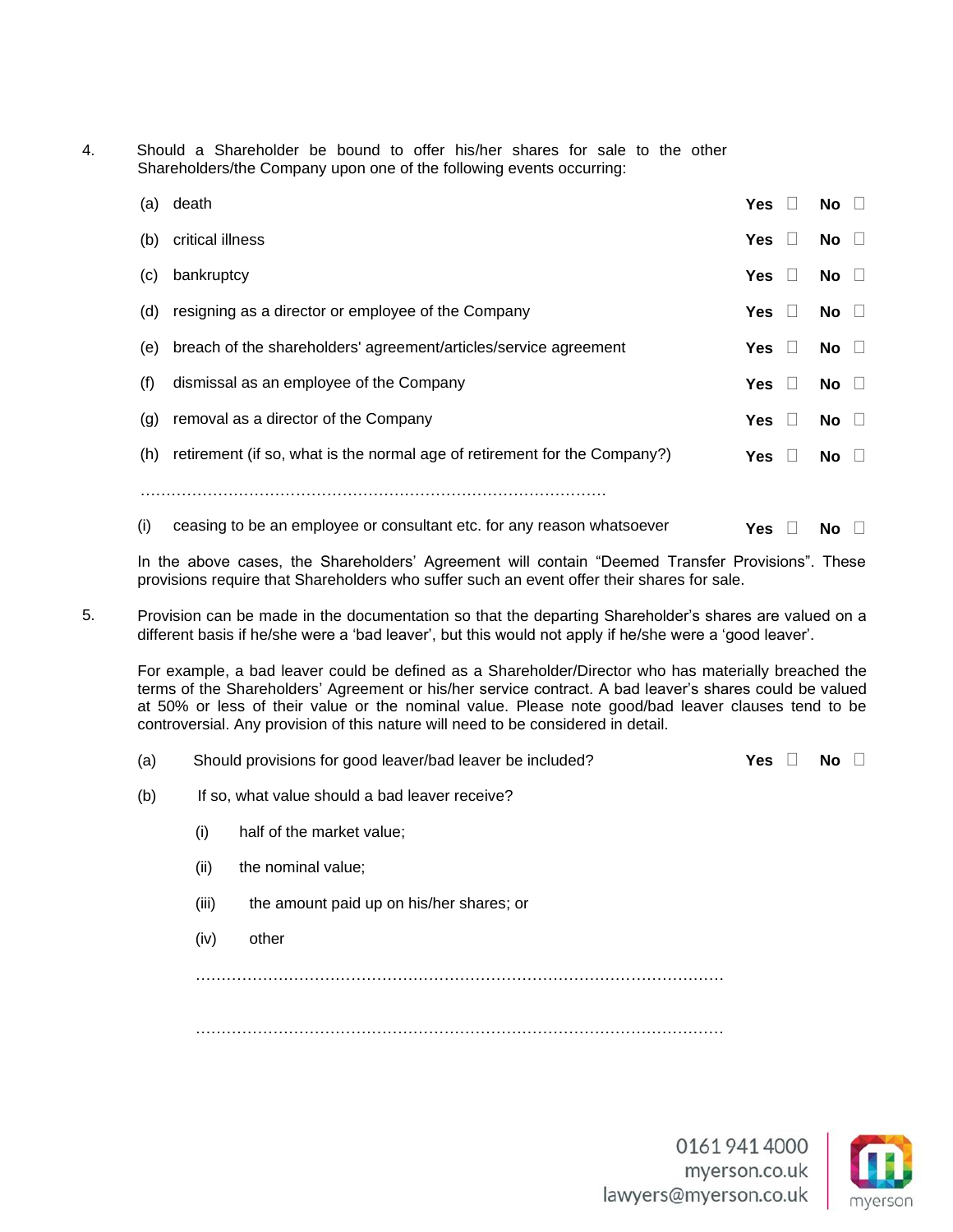4. Should a Shareholder be bound to offer his/her shares for sale to the other Shareholders/the Company upon one of the following events occurring:

   (a) death **Yes** ☐ **No** ☐

   (b) critical illness **Yes** ☐ **No** ☐

   (c) bankruptcy **Yes** ☐ **No** ☐

   (d) resigning as a director or employee of the Company **Yes** ☐ **No** ☐

   (e) breach of the shareholders' agreement/articles/service agreement **Yes** ☐ **No** ☐

   (f) dismissal as an employee of the Company **Yes** ☐ **No** ☐

   (g) removal as a director of the Company **Yes** ☐ **No** ☐

   (h) retirement (if so, what is the normal age of retirement for the Company?) **Yes** ☐ **No** ☐

   …………………………………………………………………………………

   (i) ceasing to be an employee or consultant etc. for any reason whatsoever **Yes** ☐ **No** ☐

   In the above cases, the Shareholders' Agreement will contain "Deemed Transfer Provisions". These provisions require that Shareholders who suffer such an event offer their shares for sale.

5. Provision can be made in the documentation so that the departing Shareholder's shares are valued on a different basis if he/she were a 'bad leaver', but this would not apply if he/she were a 'good leaver'.

   For example, a bad leaver could be defined as a Shareholder/Director who has materially breached the terms of the Shareholders' Agreement or his/her service contract. A bad leaver's shares could be valued at 50% or less of their value or the nominal value. Please note good/bad leaver clauses tend to be controversial. Any provision of this nature will need to be considered in detail.

   (a) Should provisions for good leaver/bad leaver be included? **Yes** ☐ **No** ☐

   (b) If so, what value should a bad leaver receive?

      (i) half of the market value;

      (ii) the nominal value;

      (iii) the amount paid up on his/her shares; or

      (iv) other

      ……………………………………………………………………………………………

      ……………………………………………………………………………………………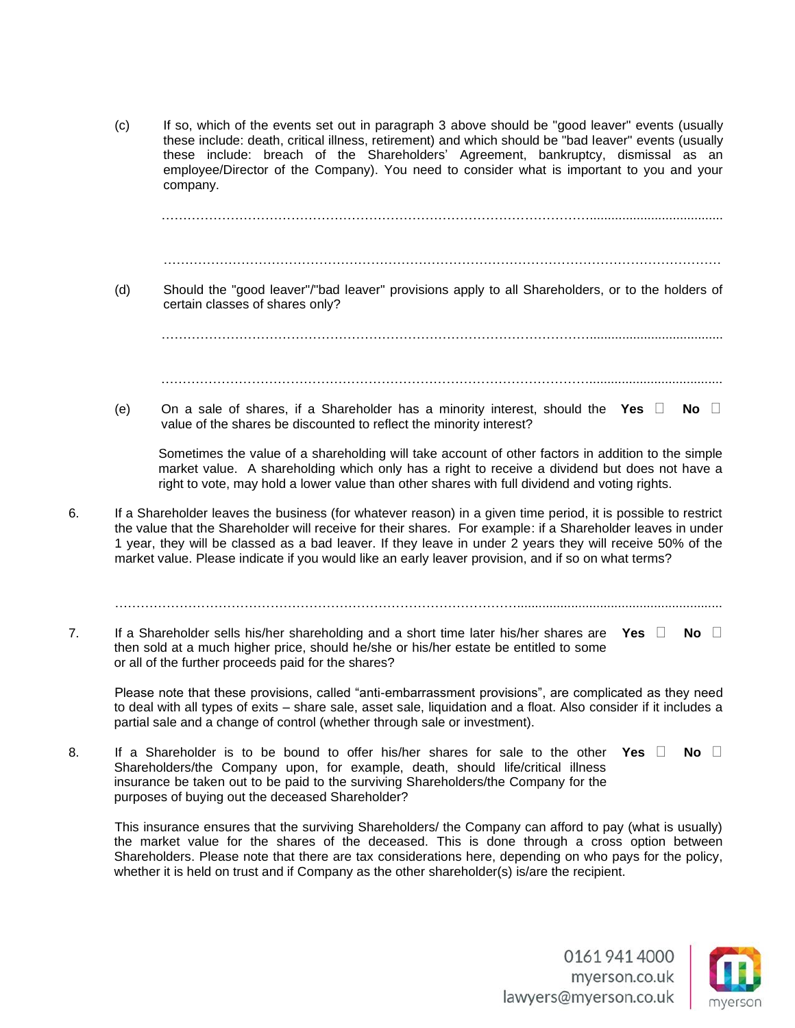(c) If so, which of the events set out in paragraph 3 above should be "good leaver" events (usually these include: death, critical illness, retirement) and which should be "bad leaver" events (usually these include: breach of the Shareholders' Agreement, bankruptcy, dismissal as an employee/Director of the Company). You need to consider what is important to you and your company.

……………………………………………………………………………………………………………

……………………………………………………………………………………………………………

(d) Should the "good leaver"/"bad leaver" provisions apply to all Shareholders, or to the holders of certain classes of shares only?

……………………………………………………………………………………………………………

……………………………………………………………………………………………………………

(e) On a sale of shares, if a Shareholder has a minority interest, should the value of the shares be discounted to reflect the minority interest? **Yes** ☐ **No** ☐

Sometimes the value of a shareholding will take account of other factors in addition to the simple market value. A shareholding which only has a right to receive a dividend but does not have a right to vote, may hold a lower value than other shares with full dividend and voting rights.

6. If a Shareholder leaves the business (for whatever reason) in a given time period, it is possible to restrict the value that the Shareholder will receive for their shares. For example: if a Shareholder leaves in under 1 year, they will be classed as a bad leaver. If they leave in under 2 years they will receive 50% of the market value. Please indicate if you would like an early leaver provision, and if so on what terms?

……………………………………………………………………………………………………………

7. If a Shareholder sells his/her shareholding and a short time later his/her shares are then sold at a much higher price, should he/she or his/her estate be entitled to some or all of the further proceeds paid for the shares? **Yes** ☐ **No** ☐

Please note that these provisions, called "anti-embarrassment provisions", are complicated as they need to deal with all types of exits – share sale, asset sale, liquidation and a float. Also consider if it includes a partial sale and a change of control (whether through sale or investment).

8. If a Shareholder is to be bound to offer his/her shares for sale to the other Shareholders/the Company upon, for example, death, should life/critical illness insurance be taken out to be paid to the surviving Shareholders/the Company for the purposes of buying out the deceased Shareholder? **Yes** ☐ **No** ☐

This insurance ensures that the surviving Shareholders/ the Company can afford to pay (what is usually) the market value for the shares of the deceased. This is done through a cross option between Shareholders. Please note that there are tax considerations here, depending on who pays for the policy, whether it is held on trust and if Company as the other shareholder(s) is/are the recipient.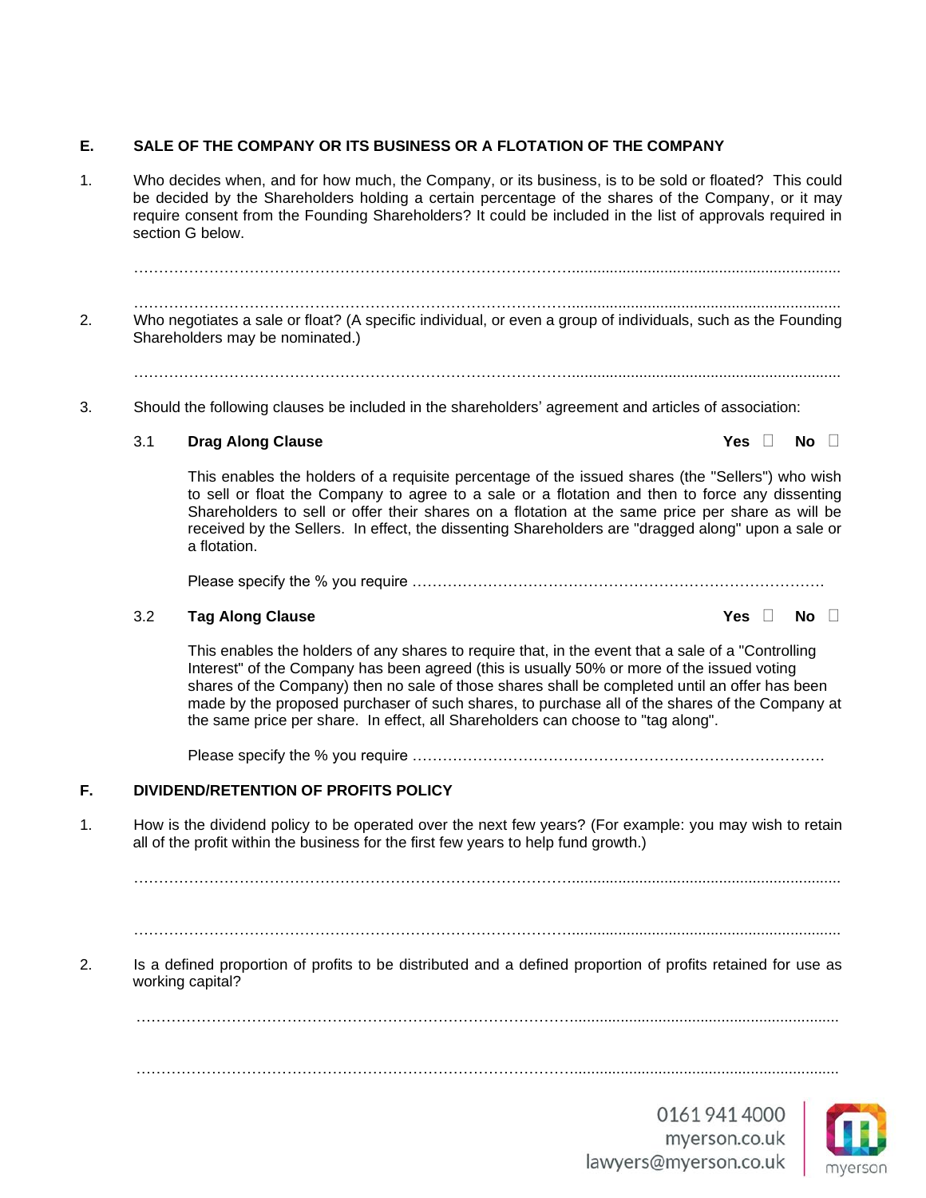## E. SALE OF THE COMPANY OR ITS BUSINESS OR A FLOTATION OF THE COMPANY

1. Who decides when, and for how much, the Company, or its business, is to be sold or floated? This could be decided by the Shareholders holding a certain percentage of the shares of the Company, or it may require consent from the Founding Shareholders? It could be included in the list of approvals required in section G below.

   ………………………………………………………………………………………………………………

   ………………………………………………………………………………………………………………

2. Who negotiates a sale or float? (A specific individual, or even a group of individuals, such as the Founding Shareholders may be nominated.)

   ………………………………………………………………………………………………………………

3. Should the following clauses be included in the shareholders' agreement and articles of association:

   3.1 **Drag Along Clause** **Yes** ☐ **No** ☐

   This enables the holders of a requisite percentage of the issued shares (the "Sellers") who wish to sell or float the Company to agree to a sale or a flotation and then to force any dissenting Shareholders to sell or offer their shares on a flotation at the same price per share as will be received by the Sellers. In effect, the dissenting Shareholders are "dragged along" upon a sale or a flotation.

   Please specify the % you require …………………………………………………………………………

   3.2 **Tag Along Clause** **Yes** ☐ **No** ☐

   This enables the holders of any shares to require that, in the event that a sale of a "Controlling Interest" of the Company has been agreed (this is usually 50% or more of the issued voting shares of the Company) then no sale of those shares shall be completed until an offer has been made by the proposed purchaser of such shares, to purchase all of the shares of the Company at the same price per share. In effect, all Shareholders can choose to "tag along".

   Please specify the % you require …………………………………………………………………………

## F. DIVIDEND/RETENTION OF PROFITS POLICY

1. How is the dividend policy to be operated over the next few years? (For example: you may wish to retain all of the profit within the business for the first few years to help fund growth.)

   ………………………………………………………………………………………………………………

   ………………………………………………………………………………………………………………

2. Is a defined proportion of profits to be distributed and a defined proportion of profits retained for use as working capital?

   ………………………………………………………………………………………………………………

   ………………………………………………………………………………………………………………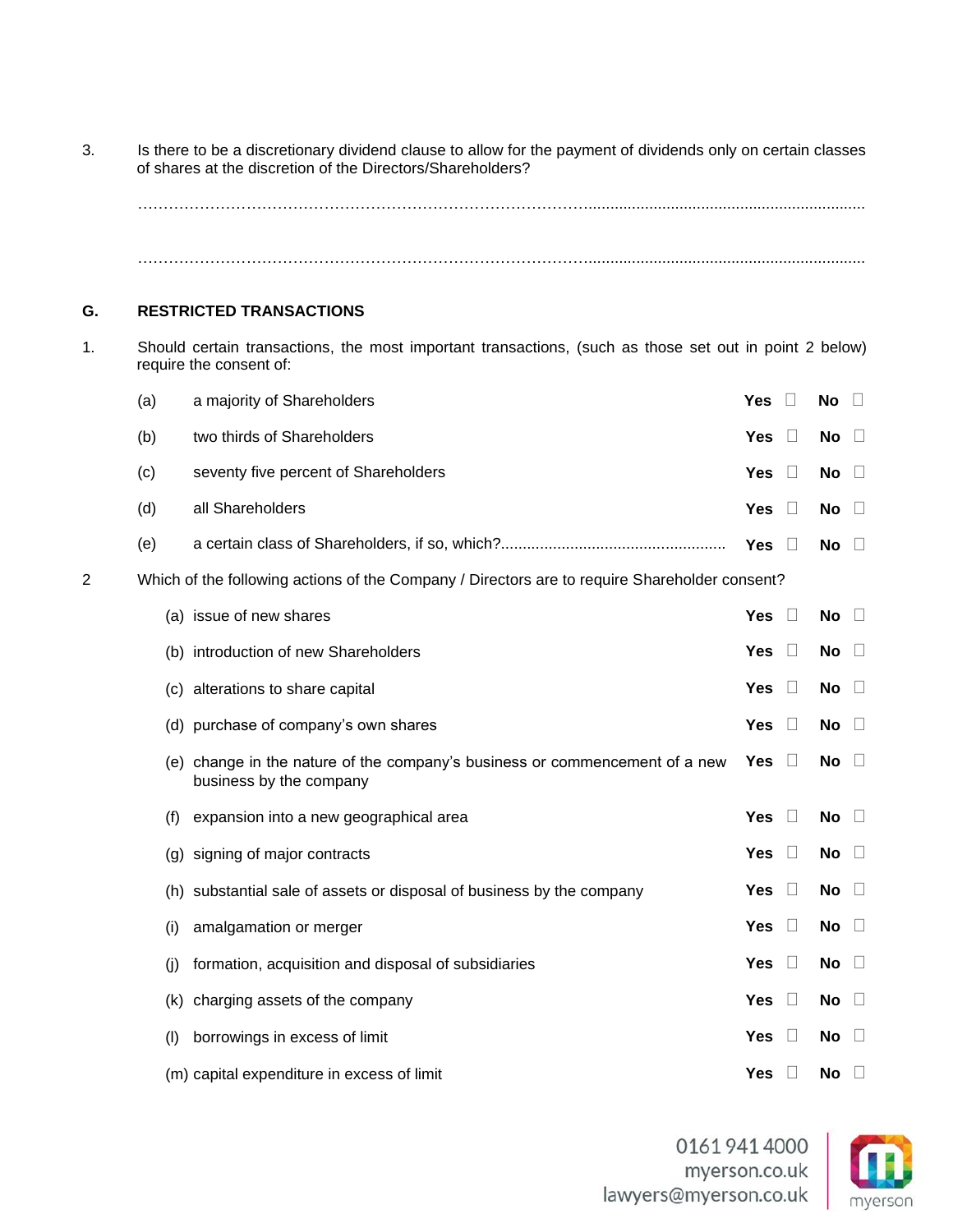3. Is there to be a discretionary dividend clause to allow for the payment of dividends only on certain classes of shares at the discretion of the Directors/Shareholders?

……………………………………………………………………………………………………………………………

……………………………………………………………………………………………………………………………

## G. RESTRICTED TRANSACTIONS

1. Should certain transactions, the most important transactions, (such as those set out in point 2 below) require the consent of:

| | | | |
|---|---|---|---|
| (a) | a majority of Shareholders | **Yes** ☐ | **No** ☐ |
| (b) | two thirds of Shareholders | **Yes** ☐ | **No** ☐ |
| (c) | seventy five percent of Shareholders | **Yes** ☐ | **No** ☐ |
| (d) | all Shareholders | **Yes** ☐ | **No** ☐ |
| (e) | a certain class of Shareholders, if so, which?.................................................... | **Yes** ☐ | **No** ☐ |

2 Which of the following actions of the Company / Directors are to require Shareholder consent?

| | | | |
|---|---|---|---|
| (a) | issue of new shares | **Yes** ☐ | **No** ☐ |
| (b) | introduction of new Shareholders | **Yes** ☐ | **No** ☐ |
| (c) | alterations to share capital | **Yes** ☐ | **No** ☐ |
| (d) | purchase of company's own shares | **Yes** ☐ | **No** ☐ |
| (e) | change in the nature of the company's business or commencement of a new business by the company | **Yes** ☐ | **No** ☐ |
| (f) | expansion into a new geographical area | **Yes** ☐ | **No** ☐ |
| (g) | signing of major contracts | **Yes** ☐ | **No** ☐ |
| (h) | substantial sale of assets or disposal of business by the company | **Yes** ☐ | **No** ☐ |
| (i) | amalgamation or merger | **Yes** ☐ | **No** ☐ |
| (j) | formation, acquisition and disposal of subsidiaries | **Yes** ☐ | **No** ☐ |
| (k) | charging assets of the company | **Yes** ☐ | **No** ☐ |
| (l) | borrowings in excess of limit | **Yes** ☐ | **No** ☐ |
| (m) | capital expenditure in excess of limit | **Yes** ☐ | **No** ☐ |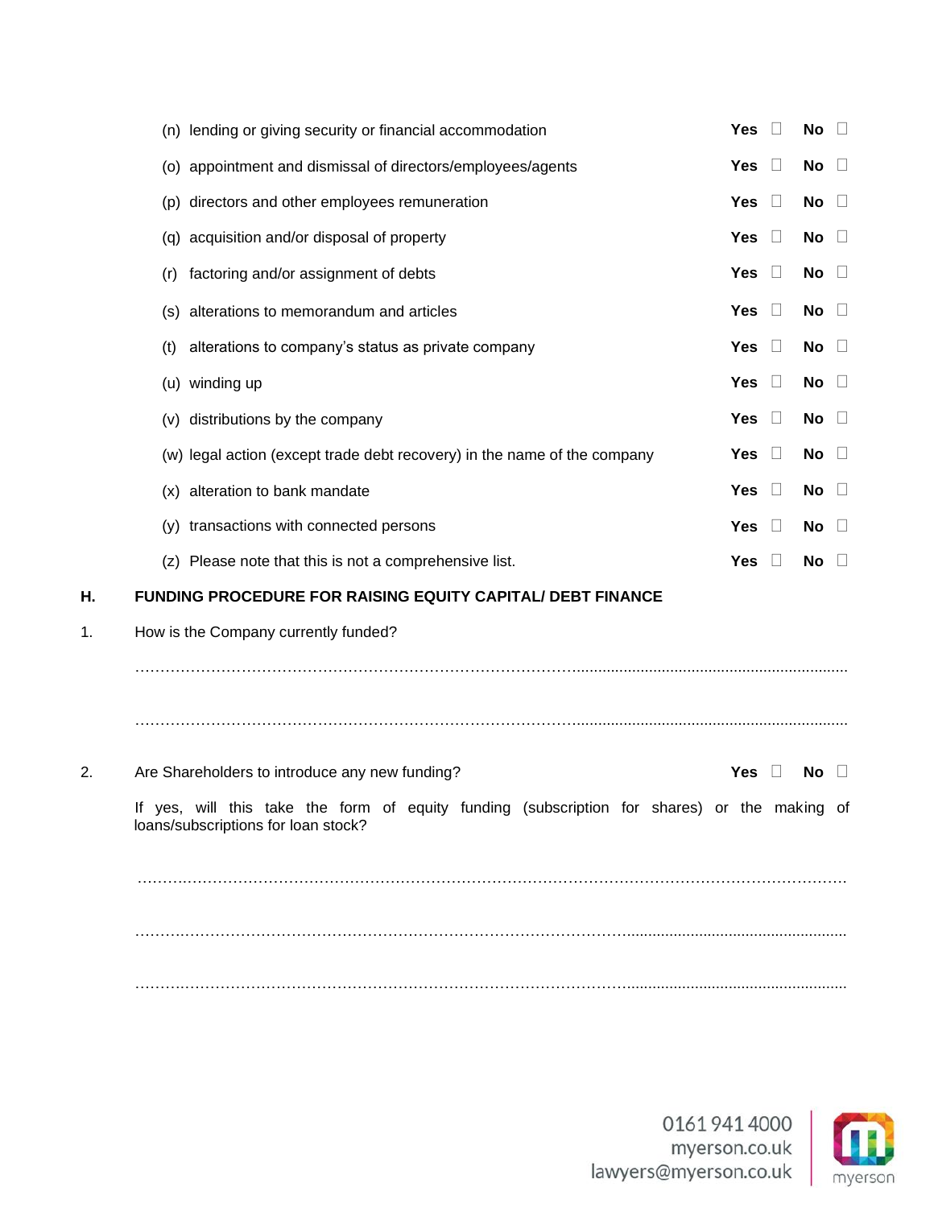(n) lending or giving security or financial accommodation **Yes** ☐ **No** ☐

(o) appointment and dismissal of directors/employees/agents **Yes** ☐ **No** ☐

(p) directors and other employees remuneration **Yes** ☐ **No** ☐

(q) acquisition and/or disposal of property **Yes** ☐ **No** ☐

(r) factoring and/or assignment of debts **Yes** ☐ **No** ☐

(s) alterations to memorandum and articles **Yes** ☐ **No** ☐

(t) alterations to company's status as private company **Yes** ☐ **No** ☐

(u) winding up **Yes** ☐ **No** ☐

(v) distributions by the company **Yes** ☐ **No** ☐

(w) legal action (except trade debt recovery) in the name of the company **Yes** ☐ **No** ☐

(x) alteration to bank mandate **Yes** ☐ **No** ☐

(y) transactions with connected persons **Yes** ☐ **No** ☐

(z) Please note that this is not a comprehensive list. **Yes** ☐ **No** ☐

## H. FUNDING PROCEDURE FOR RAISING EQUITY CAPITAL/ DEBT FINANCE

1. How is the Company currently funded?

……………………………………………………………………………………………………………

……………………………………………………………………………………………………………

2. Are Shareholders to introduce any new funding? **Yes** ☐ **No** ☐

   If yes, will this take the form of equity funding (subscription for shares) or the making of loans/subscriptions for loan stock?

   ……………………………………………………………………………………………………………

   ……………………………………………………………………………………………………………

   ……………………………………………………………………………………………………………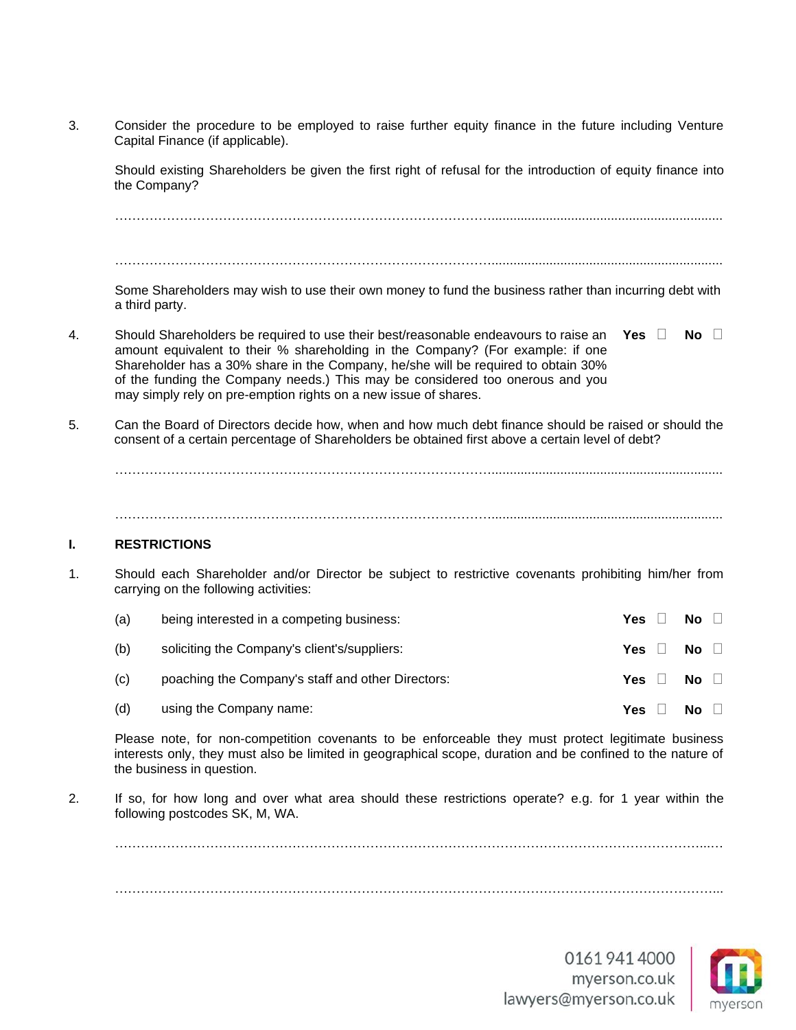3. Consider the procedure to be employed to raise further equity finance in the future including Venture Capital Finance (if applicable).

   Should existing Shareholders be given the first right of refusal for the introduction of equity finance into the Company?

   ……………………………………………………………………………………………………………………

   ……………………………………………………………………………………………………………………

   Some Shareholders may wish to use their own money to fund the business rather than incurring debt with a third party.

4. Should Shareholders be required to use their best/reasonable endeavours to raise an amount equivalent to their % shareholding in the Company? (For example: if one Shareholder has a 30% share in the Company, he/she will be required to obtain 30% of the funding the Company needs.) This may be considered too onerous and you may simply rely on pre-emption rights on a new issue of shares. **Yes** ☐ **No** ☐

5. Can the Board of Directors decide how, when and how much debt finance should be raised or should the consent of a certain percentage of Shareholders be obtained first above a certain level of debt?

   ……………………………………………………………………………………………………………………

   ……………………………………………………………………………………………………………………

## I. RESTRICTIONS

1. Should each Shareholder and/or Director be subject to restrictive covenants prohibiting him/her from carrying on the following activities:

   (a) being interested in a competing business: **Yes** ☐ **No** ☐

   (b) soliciting the Company's client's/suppliers: **Yes** ☐ **No** ☐

   (c) poaching the Company's staff and other Directors: **Yes** ☐ **No** ☐

   (d) using the Company name: **Yes** ☐ **No** ☐

   Please note, for non-competition covenants to be enforceable they must protect legitimate business interests only, they must also be limited in geographical scope, duration and be confined to the nature of the business in question.

2. If so, for how long and over what area should these restrictions operate? e.g. for 1 year within the following postcodes SK, M, WA.

   ……………………………………………………………………………………………………………………

   ……………………………………………………………………………………………………………………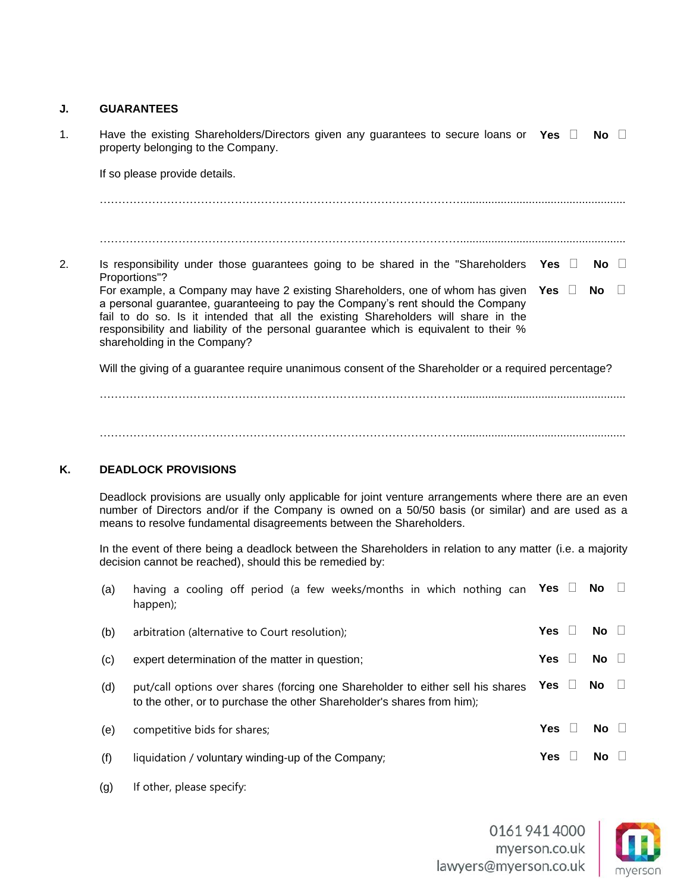## J. GUARANTEES

1. Have the existing Shareholders/Directors given any guarantees to secure loans or property belonging to the Company. **Yes** ☐ **No** ☐

   If so please provide details.

   ………………………………………………………………………………………………………………………………

   ………………………………………………………………………………………………………………………………

2. Is responsibility under those guarantees going to be shared in the "Shareholders Proportions"? **Yes** ☐ **No** ☐

   For example, a Company may have 2 existing Shareholders, one of whom has given a personal guarantee, guaranteeing to pay the Company's rent should the Company fail to do so. Is it intended that all the existing Shareholders will share in the responsibility and liability of the personal guarantee which is equivalent to their % shareholding in the Company? **Yes** ☐ **No** ☐

   Will the giving of a guarantee require unanimous consent of the Shareholder or a required percentage?

   ………………………………………………………………………………………………………………………………

   ………………………………………………………………………………………………………………………………

## K. DEADLOCK PROVISIONS

Deadlock provisions are usually only applicable for joint venture arrangements where there are an even number of Directors and/or if the Company is owned on a 50/50 basis (or similar) and are used as a means to resolve fundamental disagreements between the Shareholders.

In the event of there being a deadlock between the Shareholders in relation to any matter (i.e. a majority decision cannot be reached), should this be remedied by:

(a) having a cooling off period (a few weeks/months in which nothing can happen); **Yes** ☐ **No** ☐

(b) arbitration (alternative to Court resolution); **Yes** ☐ **No** ☐

(c) expert determination of the matter in question; **Yes** ☐ **No** ☐

(d) put/call options over shares (forcing one Shareholder to either sell his shares to the other, or to purchase the other Shareholder's shares from him); **Yes** ☐ **No** ☐

(e) competitive bids for shares; **Yes** ☐ **No** ☐

(f) liquidation / voluntary winding-up of the Company; **Yes** ☐ **No** ☐

(g) If other, please specify: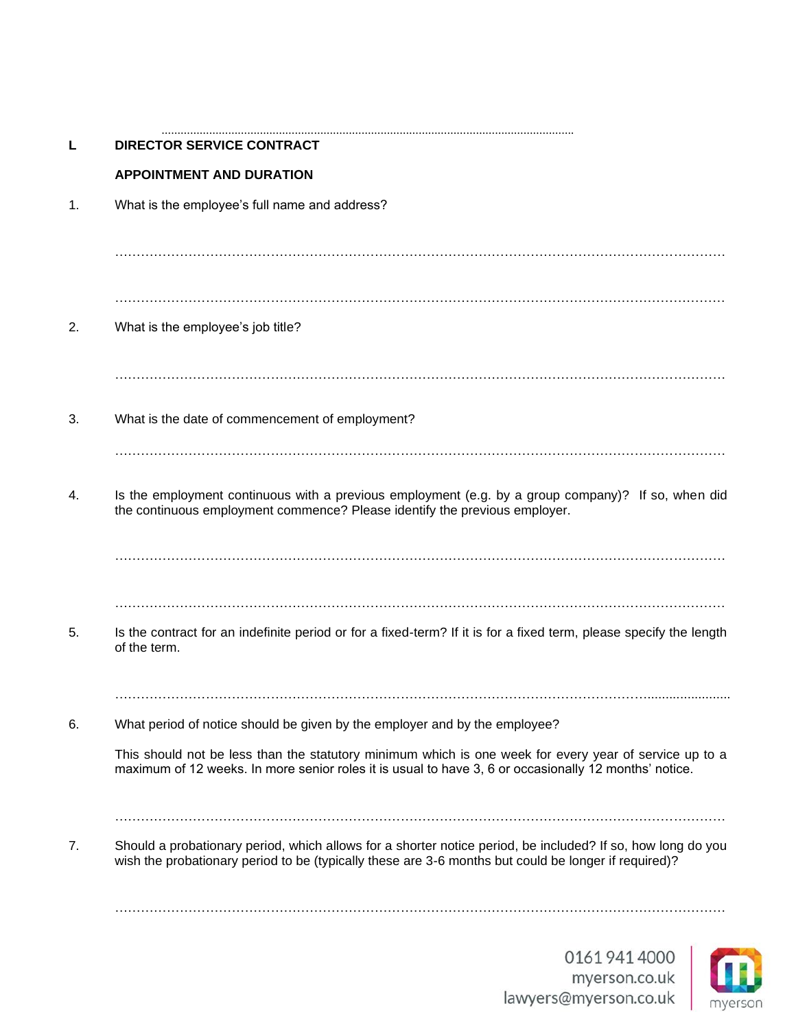## L DIRECTOR SERVICE CONTRACT

### APPOINTMENT AND DURATION

1. What is the employee's full name and address?

 ……………………………………………………………………………………………………………………

 ……………………………………………………………………………………………………………………

2. What is the employee's job title?

 ……………………………………………………………………………………………………………………

3. What is the date of commencement of employment?

 ……………………………………………………………………………………………………………………

4. Is the employment continuous with a previous employment (e.g. by a group company)? If so, when did the continuous employment commence? Please identify the previous employer.

 ……………………………………………………………………………………………………………………

 ……………………………………………………………………………………………………………………

5. Is the contract for an indefinite period or for a fixed-term? If it is for a fixed term, please specify the length of the term.

 ……………………………………………………………………………………………………………………

6. What period of notice should be given by the employer and by the employee?

 This should not be less than the statutory minimum which is one week for every year of service up to a maximum of 12 weeks. In more senior roles it is usual to have 3, 6 or occasionally 12 months' notice.

 ……………………………………………………………………………………………………………………

7. Should a probationary period, which allows for a shorter notice period, be included? If so, how long do you wish the probationary period to be (typically these are 3-6 months but could be longer if required)?

 ……………………………………………………………………………………………………………………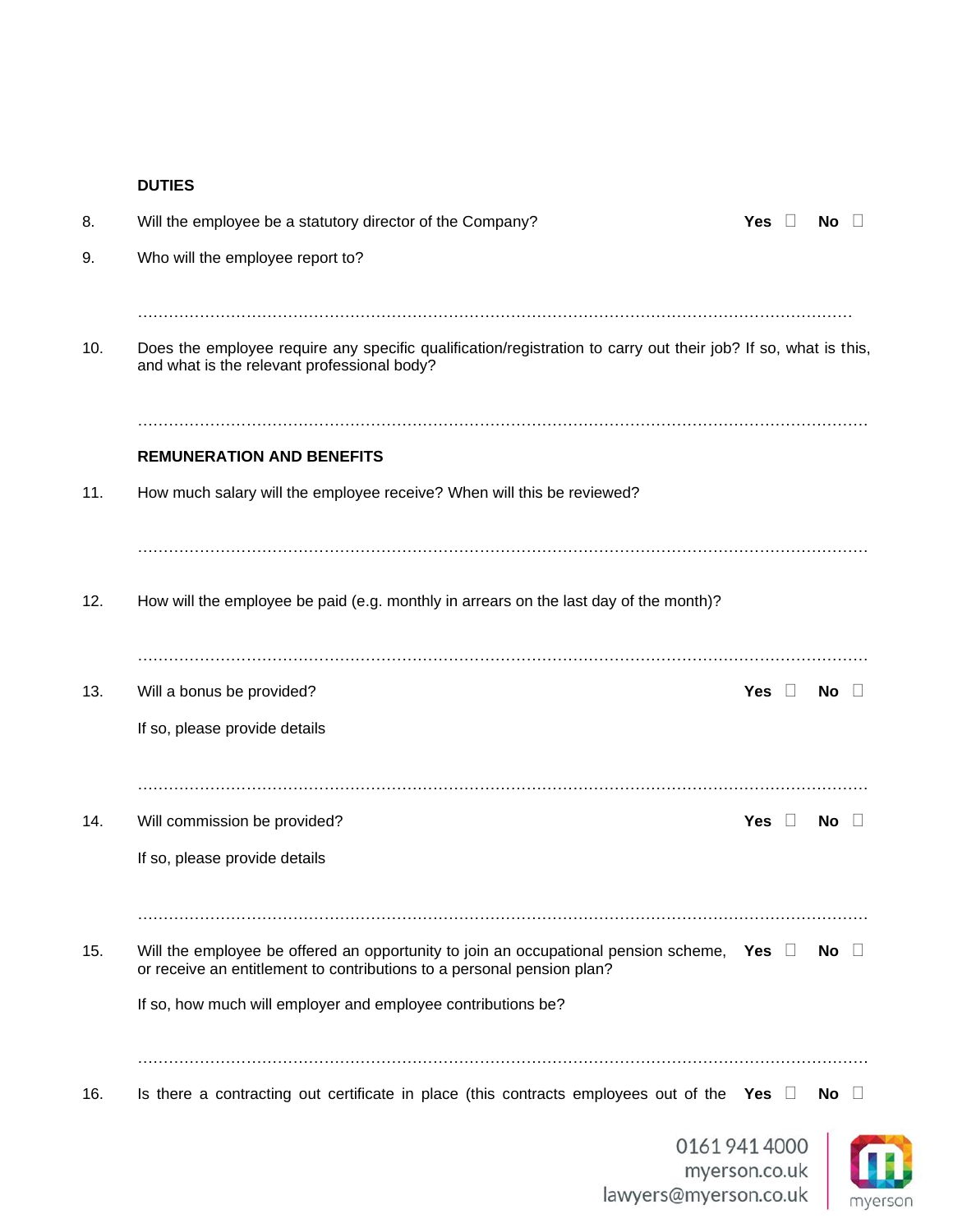**DUTIES**

8. Will the employee be a statutory director of the Company? **Yes** ☐ **No** ☐

9. Who will the employee report to?

   …………………………………………………………………………………………………………………………

10. Does the employee require any specific qualification/registration to carry out their job? If so, what is this, and what is the relevant professional body?

    …………………………………………………………………………………………………………………………

**REMUNERATION AND BENEFITS**

11. How much salary will the employee receive? When will this be reviewed?

    …………………………………………………………………………………………………………………………

12. How will the employee be paid (e.g. monthly in arrears on the last day of the month)?

    …………………………………………………………………………………………………………………………

13. Will a bonus be provided? **Yes** ☐ **No** ☐

    If so, please provide details

    …………………………………………………………………………………………………………………………

14. Will commission be provided? **Yes** ☐ **No** ☐

    If so, please provide details

    …………………………………………………………………………………………………………………………

15. Will the employee be offered an opportunity to join an occupational pension scheme, or receive an entitlement to contributions to a personal pension plan? **Yes** ☐ **No** ☐

    If so, how much will employer and employee contributions be?

    …………………………………………………………………………………………………………………………

16. Is there a contracting out certificate in place (this contracts employees out of the **Yes** ☐ **No** ☐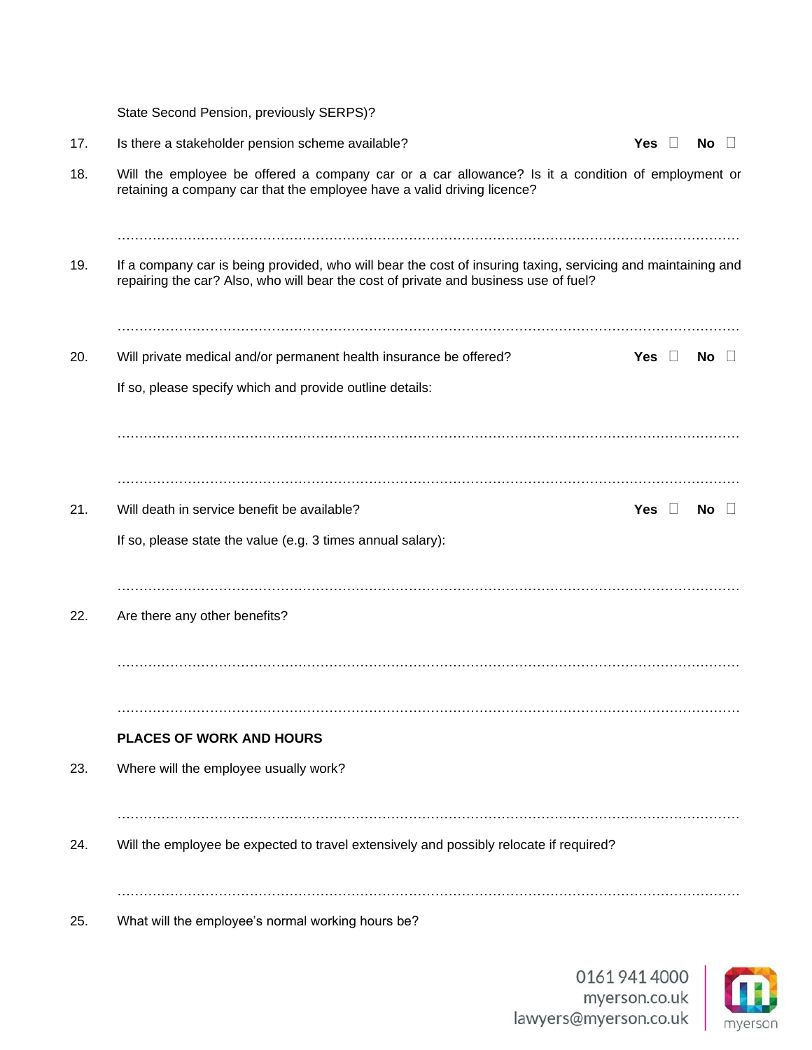State Second Pension, previously SERPS)?

17. Is there a stakeholder pension scheme available? **Yes** ☐ **No** ☐

18. Will the employee be offered a company car or a car allowance? Is it a condition of employment or retaining a company car that the employee have a valid driving licence?

   ……………………………………………………………………………………………………………………

19. If a company car is being provided, who will bear the cost of insuring taxing, servicing and maintaining and repairing the car? Also, who will bear the cost of private and business use of fuel?

   ……………………………………………………………………………………………………………………

20. Will private medical and/or permanent health insurance be offered? **Yes** ☐ **No** ☐

   If so, please specify which and provide outline details:

   ……………………………………………………………………………………………………………………

   ……………………………………………………………………………………………………………………

21. Will death in service benefit be available? **Yes** ☐ **No** ☐

   If so, please state the value (e.g. 3 times annual salary):

   ……………………………………………………………………………………………………………………

22. Are there any other benefits?

   ……………………………………………………………………………………………………………………

   ……………………………………………………………………………………………………………………

**PLACES OF WORK AND HOURS**

23. Where will the employee usually work?

   ……………………………………………………………………………………………………………………

24. Will the employee be expected to travel extensively and possibly relocate if required?

   ……………………………………………………………………………………………………………………

25. What will the employee's normal working hours be?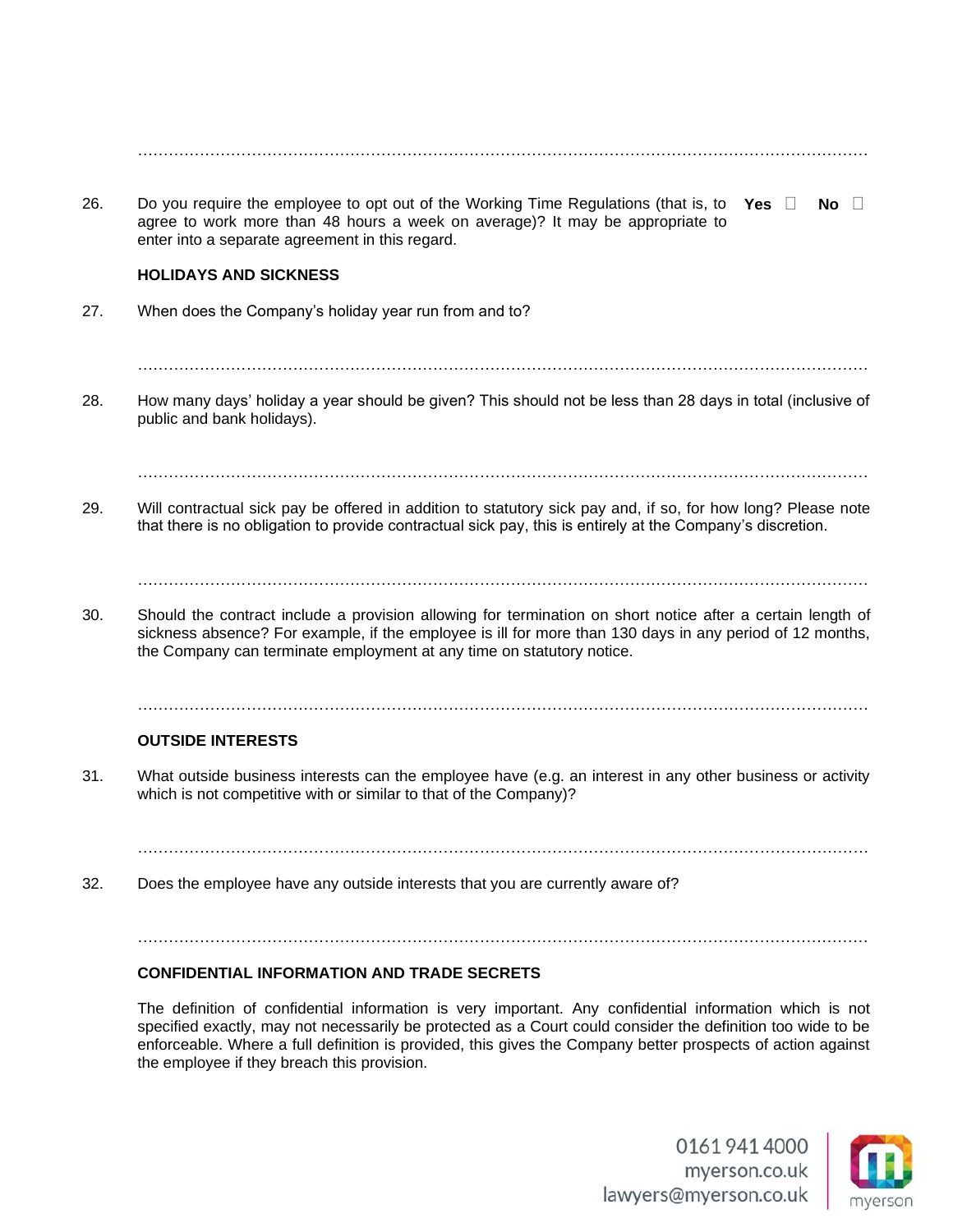………………………………………………………………………………………………………………………………

26. Do you require the employee to opt out of the Working Time Regulations (that is, to agree to work more than 48 hours a week on average)? It may be appropriate to enter into a separate agreement in this regard. **Yes** ☐ **No** ☐

**HOLIDAYS AND SICKNESS**

27. When does the Company's holiday year run from and to?

………………………………………………………………………………………………………………………………

28. How many days' holiday a year should be given? This should not be less than 28 days in total (inclusive of public and bank holidays).

………………………………………………………………………………………………………………………………

29. Will contractual sick pay be offered in addition to statutory sick pay and, if so, for how long? Please note that there is no obligation to provide contractual sick pay, this is entirely at the Company's discretion.

………………………………………………………………………………………………………………………………

30. Should the contract include a provision allowing for termination on short notice after a certain length of sickness absence? For example, if the employee is ill for more than 130 days in any period of 12 months, the Company can terminate employment at any time on statutory notice.

………………………………………………………………………………………………………………………………

**OUTSIDE INTERESTS**

31. What outside business interests can the employee have (e.g. an interest in any other business or activity which is not competitive with or similar to that of the Company)?

………………………………………………………………………………………………………………………………

32. Does the employee have any outside interests that you are currently aware of?

………………………………………………………………………………………………………………………………

**CONFIDENTIAL INFORMATION AND TRADE SECRETS**

The definition of confidential information is very important. Any confidential information which is not specified exactly, may not necessarily be protected as a Court could consider the definition too wide to be enforceable. Where a full definition is provided, this gives the Company better prospects of action against the employee if they breach this provision.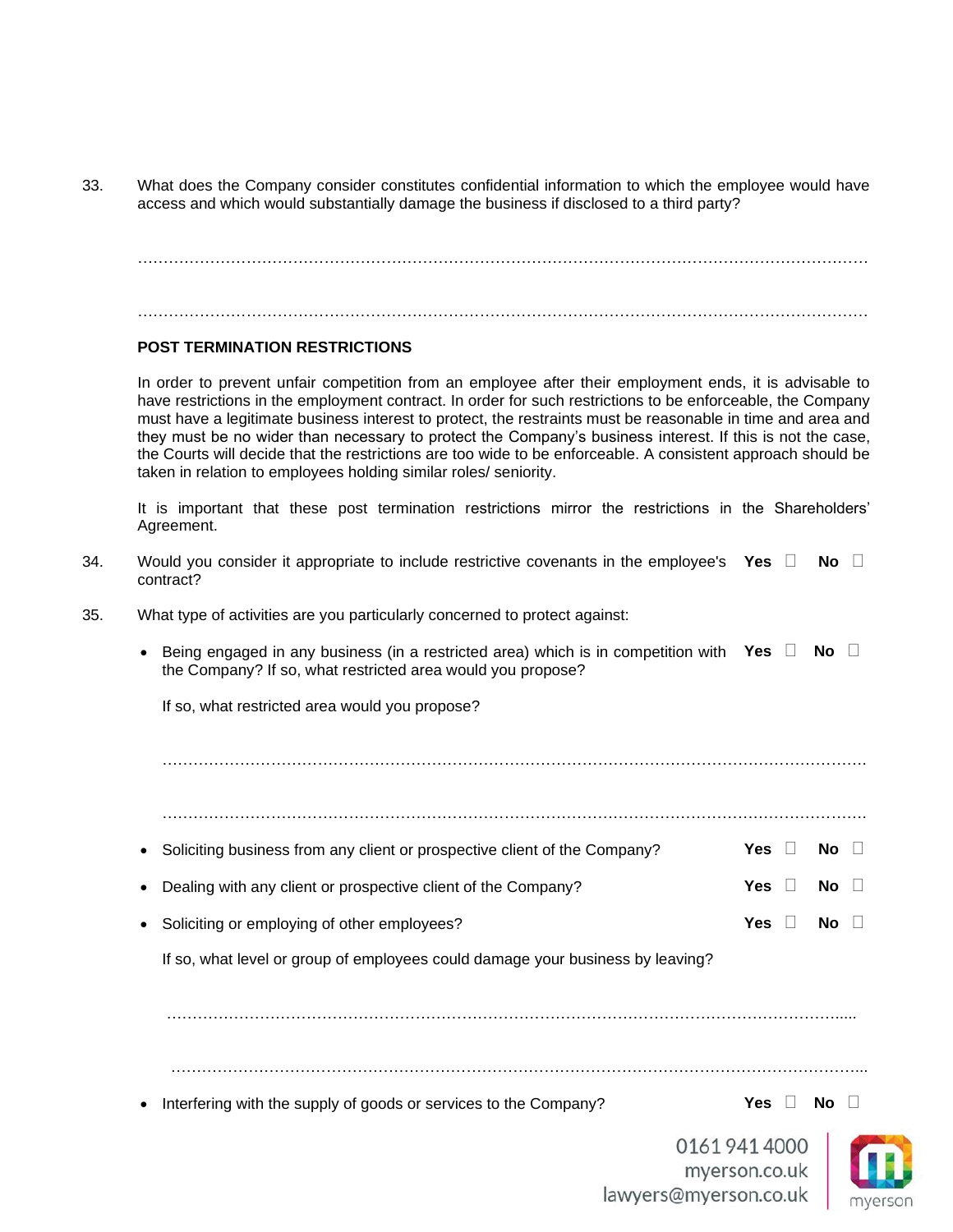33. What does the Company consider constitutes confidential information to which the employee would have access and which would substantially damage the business if disclosed to a third party?

………………………………………………………………………………………………………………………………

………………………………………………………………………………………………………………………………

**POST TERMINATION RESTRICTIONS**

In order to prevent unfair competition from an employee after their employment ends, it is advisable to have restrictions in the employment contract. In order for such restrictions to be enforceable, the Company must have a legitimate business interest to protect, the restraints must be reasonable in time and area and they must be no wider than necessary to protect the Company's business interest. If this is not the case, the Courts will decide that the restrictions are too wide to be enforceable. A consistent approach should be taken in relation to employees holding similar roles/ seniority.

It is important that these post termination restrictions mirror the restrictions in the Shareholders' Agreement.

34. Would you consider it appropriate to include restrictive covenants in the employee's contract? **Yes** ☐ **No** ☐

35. What type of activities are you particularly concerned to protect against:

- Being engaged in any business (in a restricted area) which is in competition with the Company? If so, what restricted area would you propose? **Yes** ☐ **No** ☐

  If so, what restricted area would you propose?

  ………………………………………………………………………………………………………………………………

  ………………………………………………………………………………………………………………………………

- Soliciting business from any client or prospective client of the Company? **Yes** ☐ **No** ☐

- Dealing with any client or prospective client of the Company? **Yes** ☐ **No** ☐

- Soliciting or employing of other employees? **Yes** ☐ **No** ☐

  If so, what level or group of employees could damage your business by leaving?

  ………………………………………………………………………………………………………………………………

  ………………………………………………………………………………………………………………………………

- Interfering with the supply of goods or services to the Company? **Yes** ☐ **No** ☐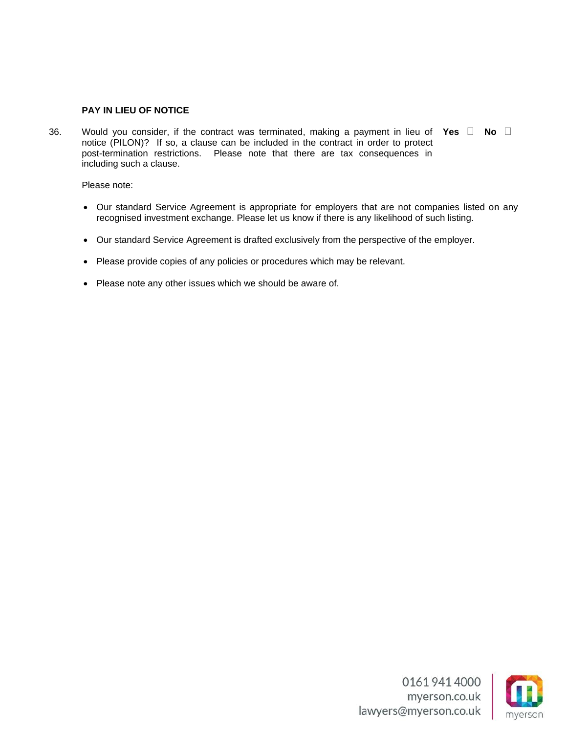**PAY IN LIEU OF NOTICE**

36. Would you consider, if the contract was terminated, making a payment in lieu of notice (PILON)? If so, a clause can be included in the contract in order to protect post-termination restrictions. Please note that there are tax consequences in including such a clause. **Yes** ☐ **No** ☐

Please note:

- Our standard Service Agreement is appropriate for employers that are not companies listed on any recognised investment exchange. Please let us know if there is any likelihood of such listing.
- Our standard Service Agreement is drafted exclusively from the perspective of the employer.
- Please provide copies of any policies or procedures which may be relevant.
- Please note any other issues which we should be aware of.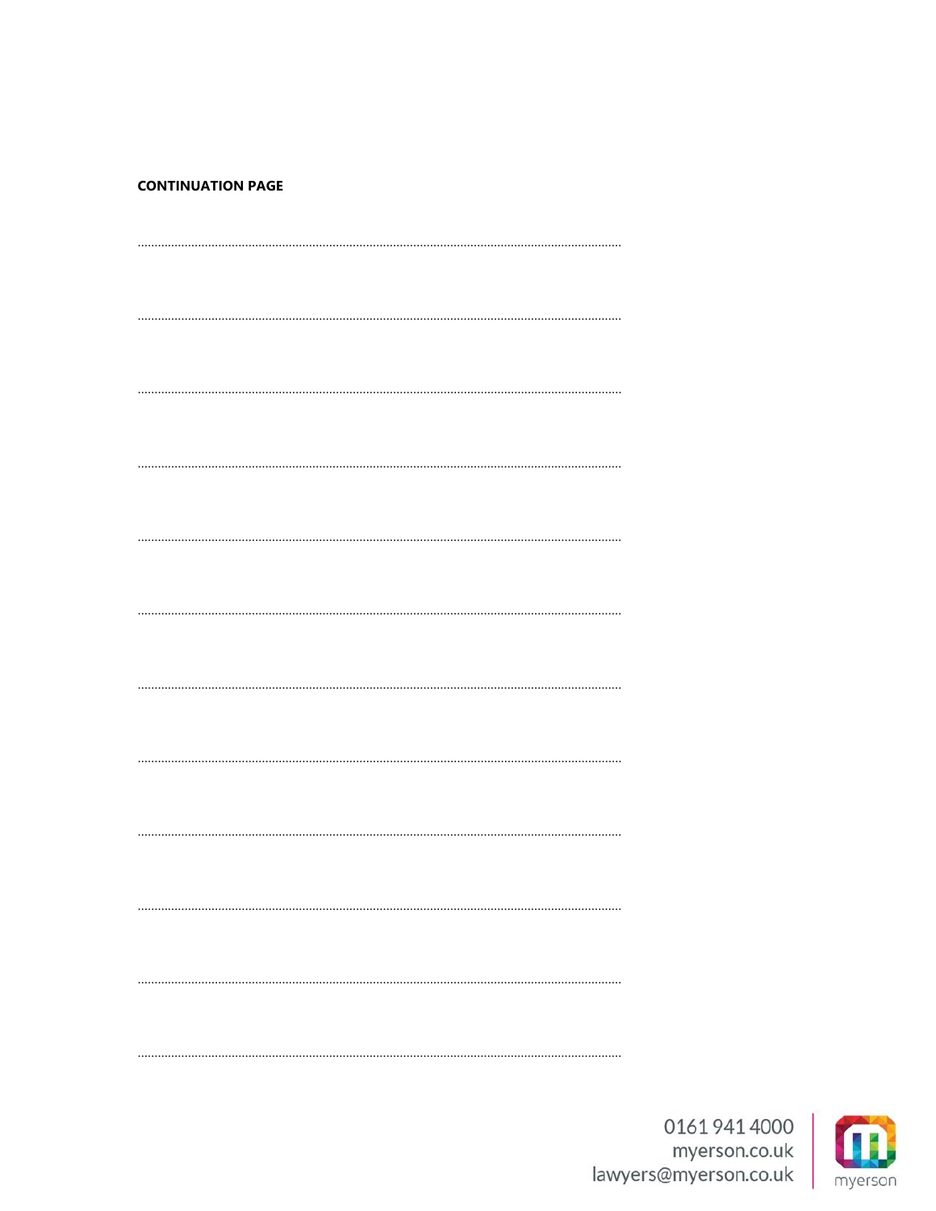**CONTINUATION PAGE**

.............................................................................................................................................

.............................................................................................................................................

.............................................................................................................................................

.............................................................................................................................................

.............................................................................................................................................

.............................................................................................................................................

.............................................................................................................................................

.............................................................................................................................................

.............................................................................................................................................

.............................................................................................................................................

.............................................................................................................................................

.............................................................................................................................................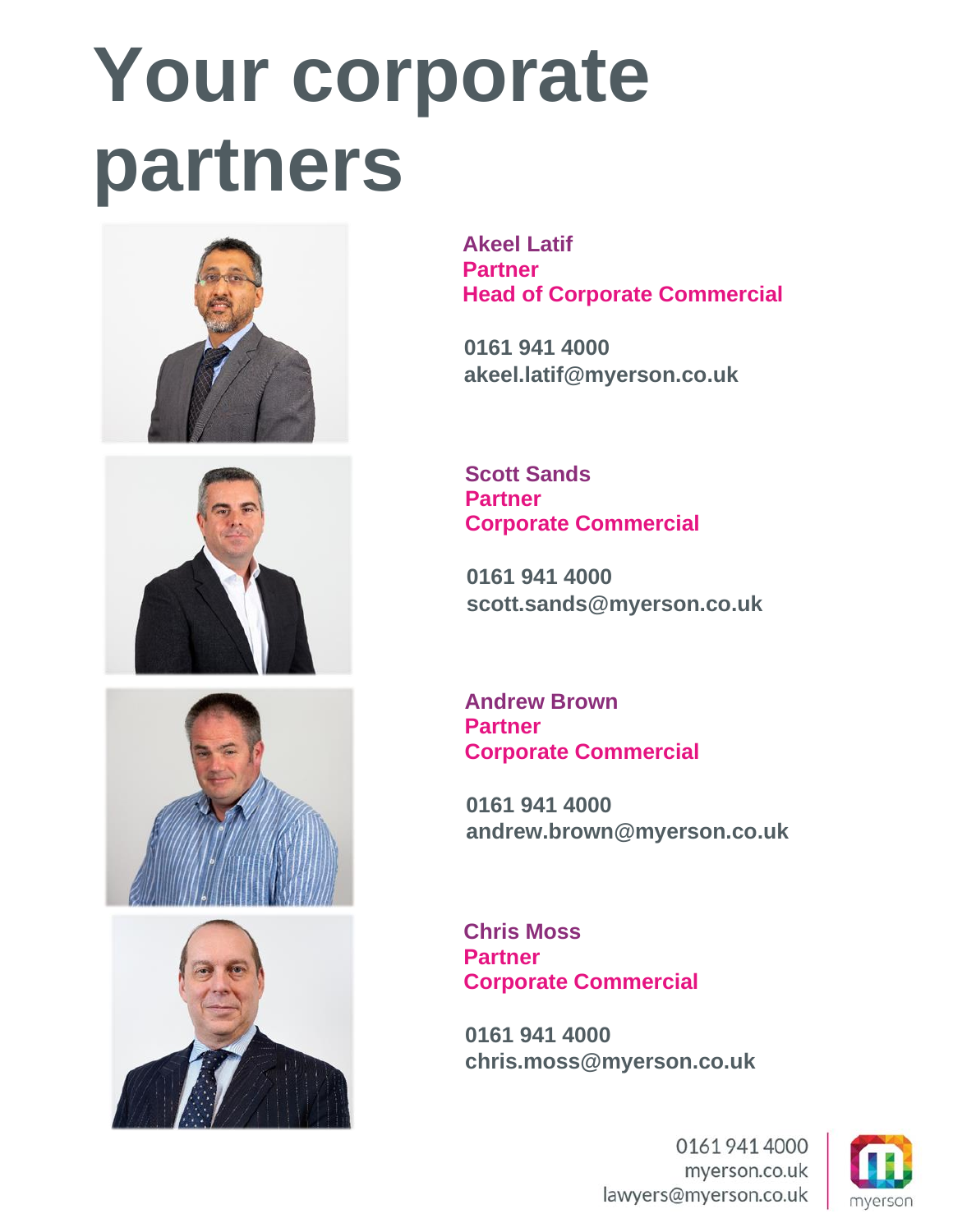# Your corporate partners

**Akeel Latif**
**Partner**
**Head of Corporate Commercial**

**0161 941 4000**
**akeel.latif@myerson.co.uk**

**Scott Sands**
**Partner**
**Corporate Commercial**

**0161 941 4000**
**scott.sands@myerson.co.uk**

**Andrew Brown**
**Partner**
**Corporate Commercial**

**0161 941 4000**
**andrew.brown@myerson.co.uk**

**Chris Moss**
**Partner**
**Corporate Commercial**

**0161 941 4000**
**chris.moss@myerson.co.uk**

0161 941 4000
myerson.co.uk
lawyers@myerson.co.uk

myerson